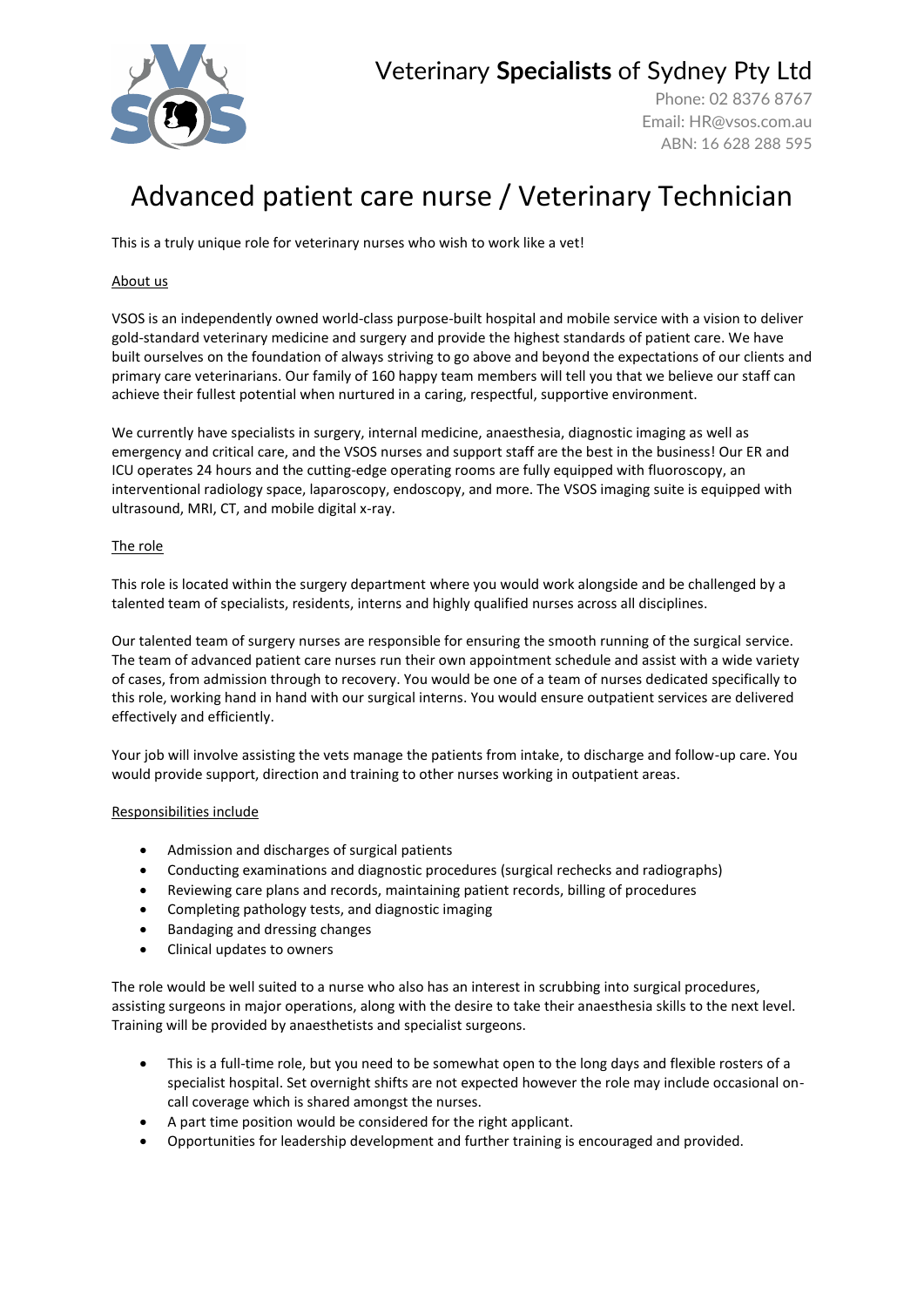Veterinary **Specialists** of Sydney Pty Ltd

Phone: 02 8376 8767
Email: HR@vsos.com.au
ABN: 16 628 288 595

# Advanced patient care nurse / Veterinary Technician

This is a truly unique role for veterinary nurses who wish to work like a vet!

## About us

VSOS is an independently owned world-class purpose-built hospital and mobile service with a vision to deliver gold-standard veterinary medicine and surgery and provide the highest standards of patient care. We have built ourselves on the foundation of always striving to go above and beyond the expectations of our clients and primary care veterinarians. Our family of 160 happy team members will tell you that we believe our staff can achieve their fullest potential when nurtured in a caring, respectful, supportive environment.

We currently have specialists in surgery, internal medicine, anaesthesia, diagnostic imaging as well as emergency and critical care, and the VSOS nurses and support staff are the best in the business! Our ER and ICU operates 24 hours and the cutting-edge operating rooms are fully equipped with fluoroscopy, an interventional radiology space, laparoscopy, endoscopy, and more. The VSOS imaging suite is equipped with ultrasound, MRI, CT, and mobile digital x-ray.

## The role

This role is located within the surgery department where you would work alongside and be challenged by a talented team of specialists, residents, interns and highly qualified nurses across all disciplines.

Our talented team of surgery nurses are responsible for ensuring the smooth running of the surgical service. The team of advanced patient care nurses run their own appointment schedule and assist with a wide variety of cases, from admission through to recovery. You would be one of a team of nurses dedicated specifically to this role, working hand in hand with our surgical interns. You would ensure outpatient services are delivered effectively and efficiently.

Your job will involve assisting the vets manage the patients from intake, to discharge and follow-up care. You would provide support, direction and training to other nurses working in outpatient areas.

## Responsibilities include

- Admission and discharges of surgical patients
- Conducting examinations and diagnostic procedures (surgical rechecks and radiographs)
- Reviewing care plans and records, maintaining patient records, billing of procedures
- Completing pathology tests, and diagnostic imaging
- Bandaging and dressing changes
- Clinical updates to owners

The role would be well suited to a nurse who also has an interest in scrubbing into surgical procedures, assisting surgeons in major operations, along with the desire to take their anaesthesia skills to the next level. Training will be provided by anaesthetists and specialist surgeons.

- This is a full-time role, but you need to be somewhat open to the long days and flexible rosters of a specialist hospital. Set overnight shifts are not expected however the role may include occasional on-call coverage which is shared amongst the nurses.
- A part time position would be considered for the right applicant.
- Opportunities for leadership development and further training is encouraged and provided.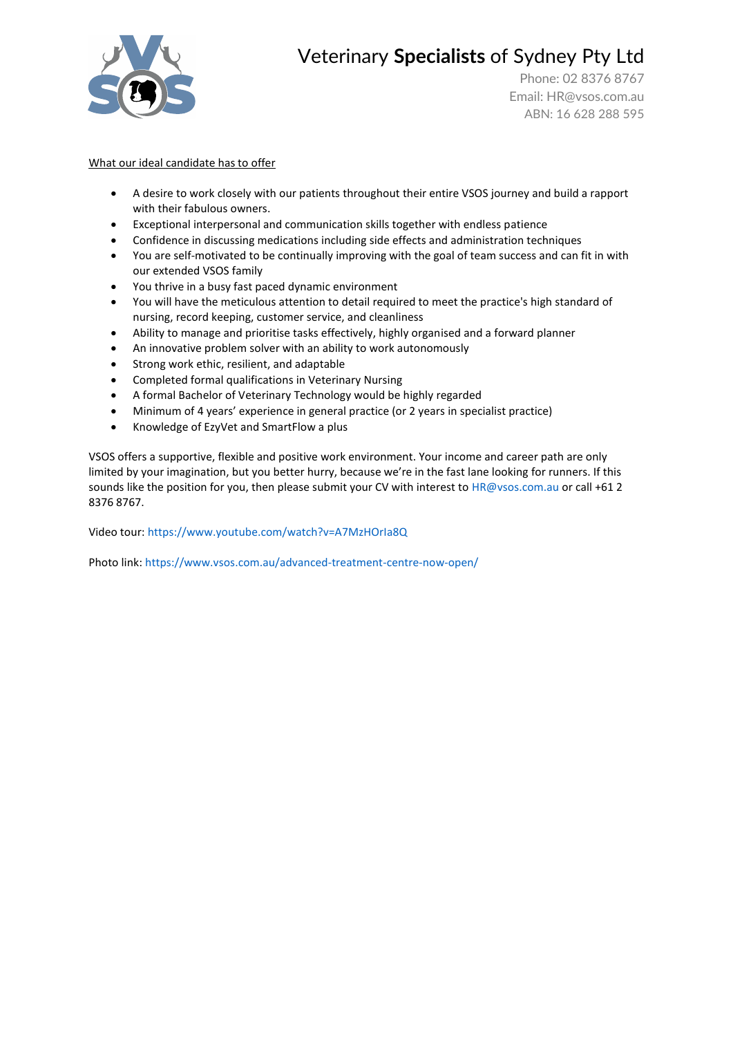# Veterinary **Specialists** of Sydney Pty Ltd

Phone: 02 8376 8767
Email: HR@vsos.com.au
ABN: 16 628 288 595

What our ideal candidate has to offer

- A desire to work closely with our patients throughout their entire VSOS journey and build a rapport with their fabulous owners.
- Exceptional interpersonal and communication skills together with endless patience
- Confidence in discussing medications including side effects and administration techniques
- You are self-motivated to be continually improving with the goal of team success and can fit in with our extended VSOS family
- You thrive in a busy fast paced dynamic environment
- You will have the meticulous attention to detail required to meet the practice's high standard of nursing, record keeping, customer service, and cleanliness
- Ability to manage and prioritise tasks effectively, highly organised and a forward planner
- An innovative problem solver with an ability to work autonomously
- Strong work ethic, resilient, and adaptable
- Completed formal qualifications in Veterinary Nursing
- A formal Bachelor of Veterinary Technology would be highly regarded
- Minimum of 4 years' experience in general practice (or 2 years in specialist practice)
- Knowledge of EzyVet and SmartFlow a plus

VSOS offers a supportive, flexible and positive work environment. Your income and career path are only limited by your imagination, but you better hurry, because we're in the fast lane looking for runners. If this sounds like the position for you, then please submit your CV with interest to HR@vsos.com.au or call +61 2 8376 8767.

Video tour: https://www.youtube.com/watch?v=A7MzHOrIa8Q

Photo link: https://www.vsos.com.au/advanced-treatment-centre-now-open/